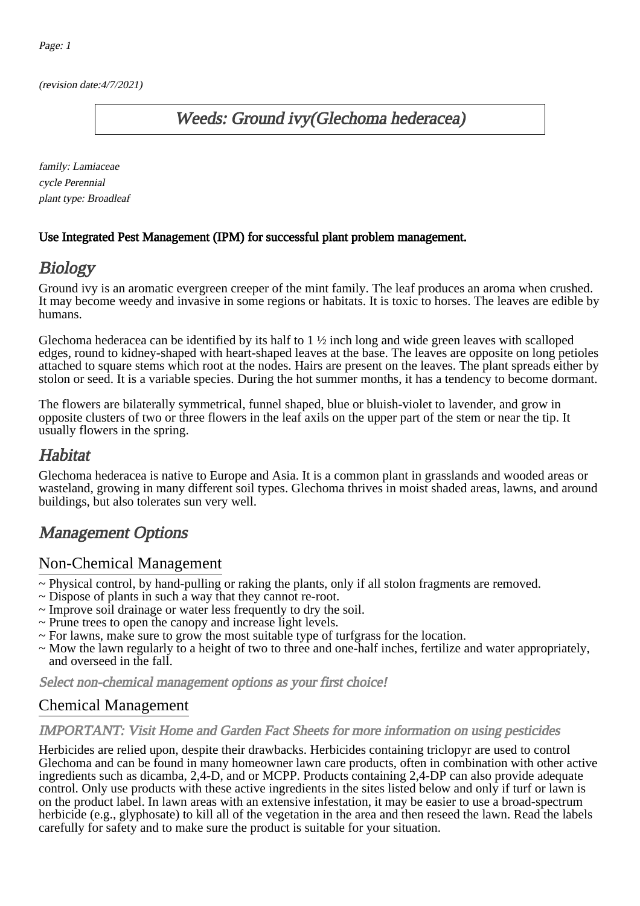*(revision date:4/7/2021)*

# Weeds: Ground ivy(Glechoma hederacea)

*family: Lamiaceae*
*cycle Perennial*
*plant type: Broadleaf*

**Use Integrated Pest Management (IPM) for successful plant problem management.**

## Biology

Ground ivy is an aromatic evergreen creeper of the mint family. The leaf produces an aroma when crushed. It may become weedy and invasive in some regions or habitats. It is toxic to horses. The leaves are edible by humans.

Glechoma hederacea can be identified by its half to 1 ½ inch long and wide green leaves with scalloped edges, round to kidney-shaped with heart-shaped leaves at the base. The leaves are opposite on long petioles attached to square stems which root at the nodes. Hairs are present on the leaves. The plant spreads either by stolon or seed. It is a variable species. During the hot summer months, it has a tendency to become dormant.

The flowers are bilaterally symmetrical, funnel shaped, blue or bluish-violet to lavender, and grow in opposite clusters of two or three flowers in the leaf axils on the upper part of the stem or near the tip. It usually flowers in the spring.

## Habitat

Glechoma hederacea is native to Europe and Asia. It is a common plant in grasslands and wooded areas or wasteland, growing in many different soil types. Glechoma thrives in moist shaded areas, lawns, and around buildings, but also tolerates sun very well.

## Management Options

### Non-Chemical Management

~ Physical control, by hand-pulling or raking the plants, only if all stolon fragments are removed.
~ Dispose of plants in such a way that they cannot re-root.
~ Improve soil drainage or water less frequently to dry the soil.
~ Prune trees to open the canopy and increase light levels.
~ For lawns, make sure to grow the most suitable type of turfgrass for the location.
~ Mow the lawn regularly to a height of two to three and one-half inches, fertilize and water appropriately, and overseed in the fall.

*Select non-chemical management options as your first choice!*

### Chemical Management

*IMPORTANT: Visit Home and Garden Fact Sheets for more information on using pesticides*

Herbicides are relied upon, despite their drawbacks. Herbicides containing triclopyr are used to control Glechoma and can be found in many homeowner lawn care products, often in combination with other active ingredients such as dicamba, 2,4-D, and or MCPP. Products containing 2,4-DP can also provide adequate control. Only use products with these active ingredients in the sites listed below and only if turf or lawn is on the product label. In lawn areas with an extensive infestation, it may be easier to use a broad-spectrum herbicide (e.g., glyphosate) to kill all of the vegetation in the area and then reseed the lawn. Read the labels carefully for safety and to make sure the product is suitable for your situation.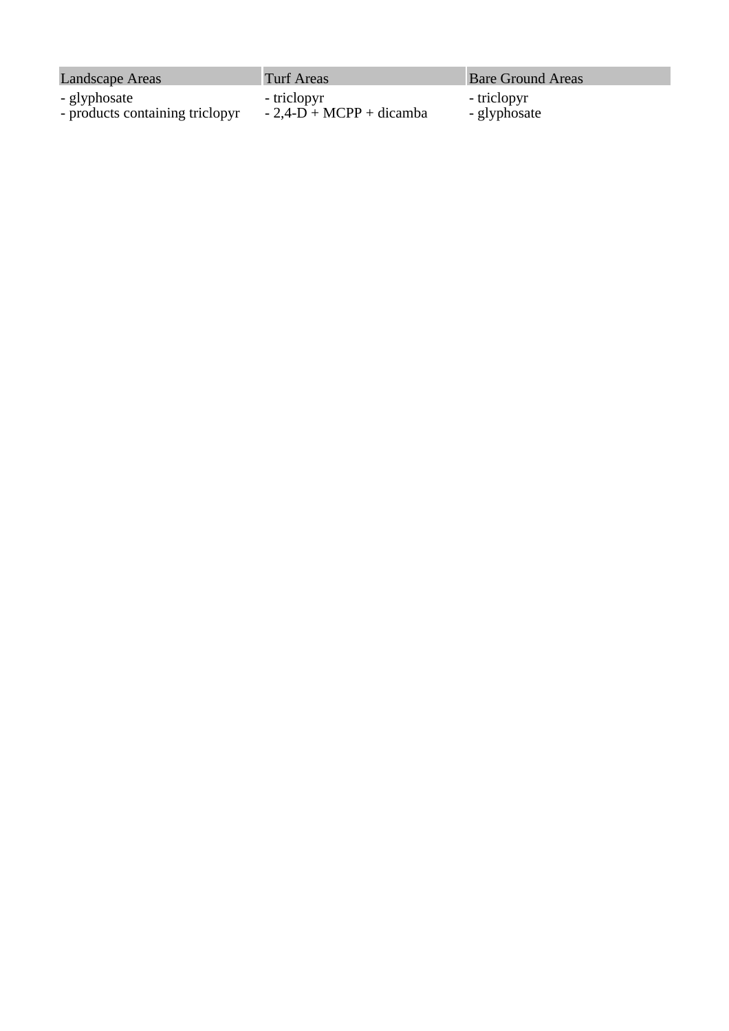| Landscape Areas | Turf Areas | Bare Ground Areas |
| --- | --- | --- |
| - glyphosate<br>- products containing triclopyr | - triclopyr<br>- 2,4-D + MCPP + dicamba | - triclopyr<br>- glyphosate |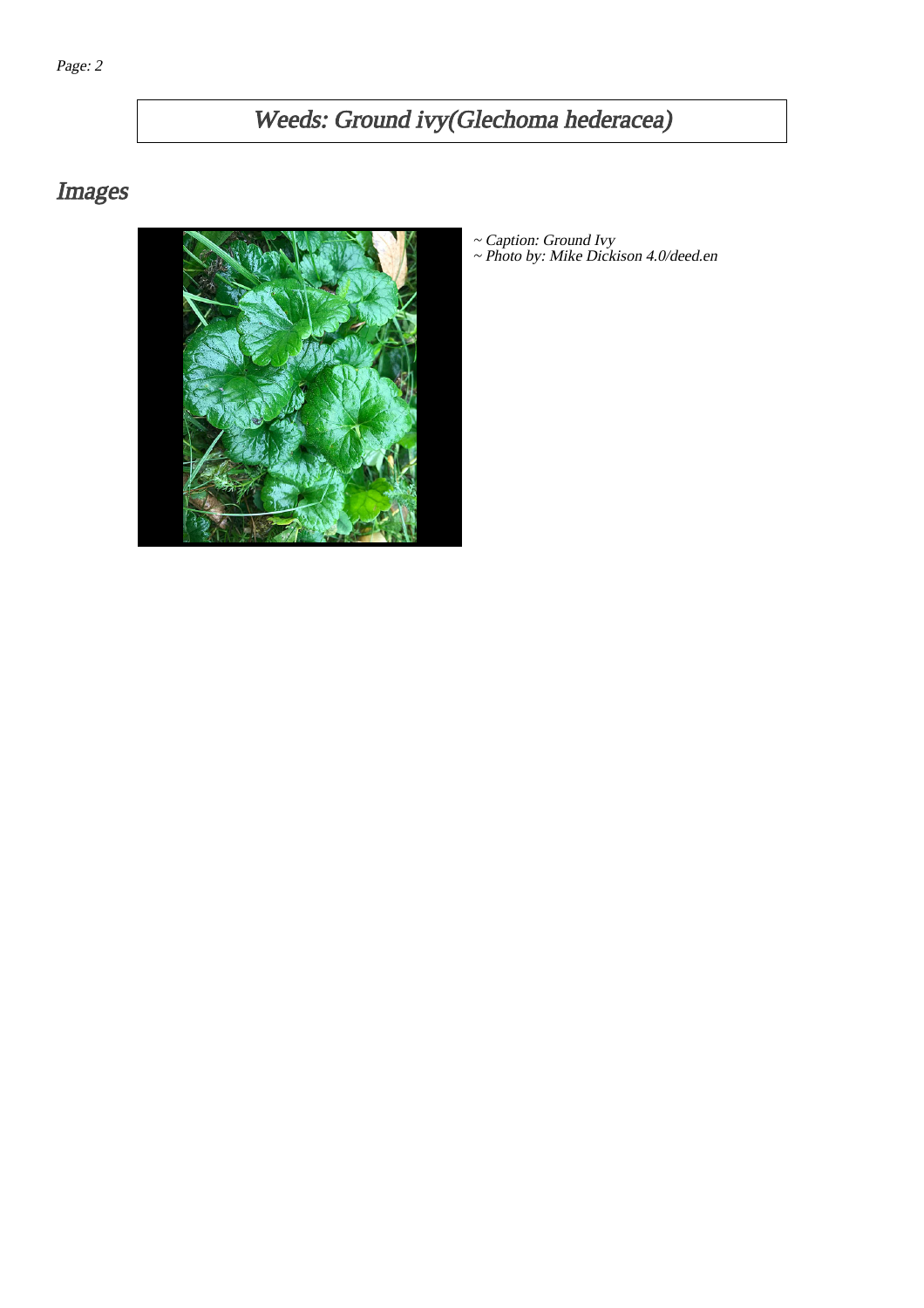# Weeds: Ground ivy(Glechoma hederacea)

## Images

~ Caption: Ground Ivy
~ Photo by: Mike Dickison 4.0/deed.en